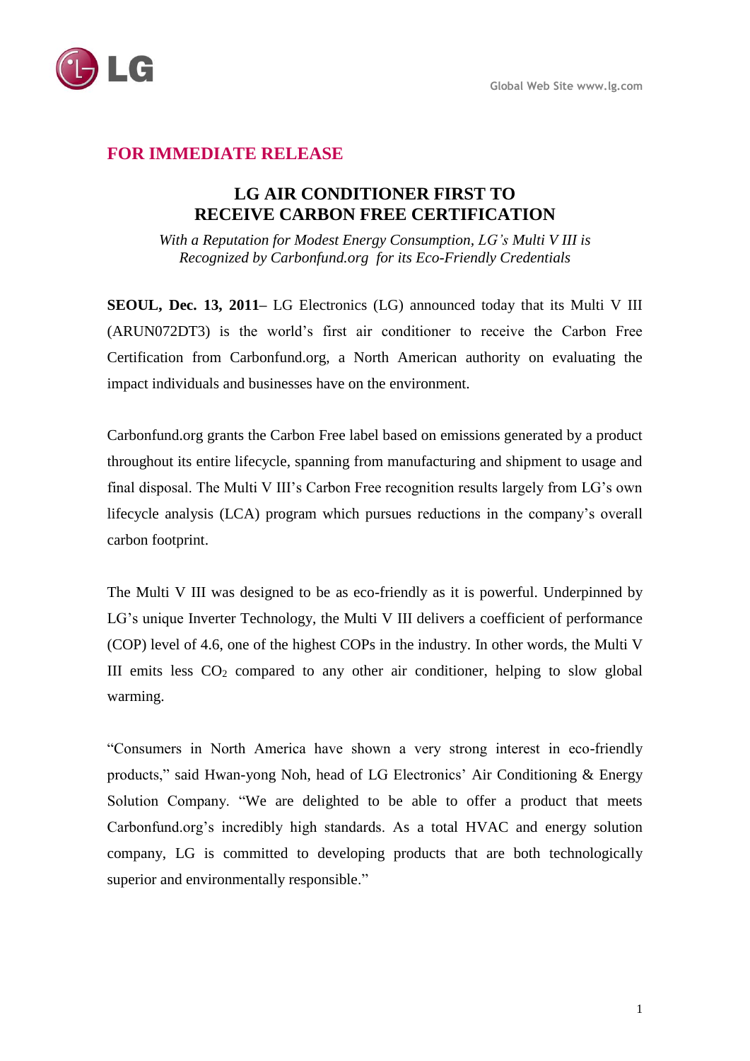**FOR IMMEDIATE RELEASE**

# LG AIR CONDITIONER FIRST TO RECEIVE CARBON FREE CERTIFICATION

*With a Reputation for Modest Energy Consumption, LG's Multi V III is Recognized by Carbonfund.org for its Eco-Friendly Credentials*

**SEOUL, Dec. 13, 2011**– LG Electronics (LG) announced today that its Multi V III (ARUN072DT3) is the world's first air conditioner to receive the Carbon Free Certification from Carbonfund.org, a North American authority on evaluating the impact individuals and businesses have on the environment.

Carbonfund.org grants the Carbon Free label based on emissions generated by a product throughout its entire lifecycle, spanning from manufacturing and shipment to usage and final disposal. The Multi V III's Carbon Free recognition results largely from LG's own lifecycle analysis (LCA) program which pursues reductions in the company's overall carbon footprint.

The Multi V III was designed to be as eco-friendly as it is powerful. Underpinned by LG's unique Inverter Technology, the Multi V III delivers a coefficient of performance (COP) level of 4.6, one of the highest COPs in the industry. In other words, the Multi V III emits less $CO_2$ compared to any other air conditioner, helping to slow global warming.

"Consumers in North America have shown a very strong interest in eco-friendly products," said Hwan-yong Noh, head of LG Electronics' Air Conditioning & Energy Solution Company. "We are delighted to be able to offer a product that meets Carbonfund.org's incredibly high standards. As a total HVAC and energy solution company, LG is committed to developing products that are both technologically superior and environmentally responsible."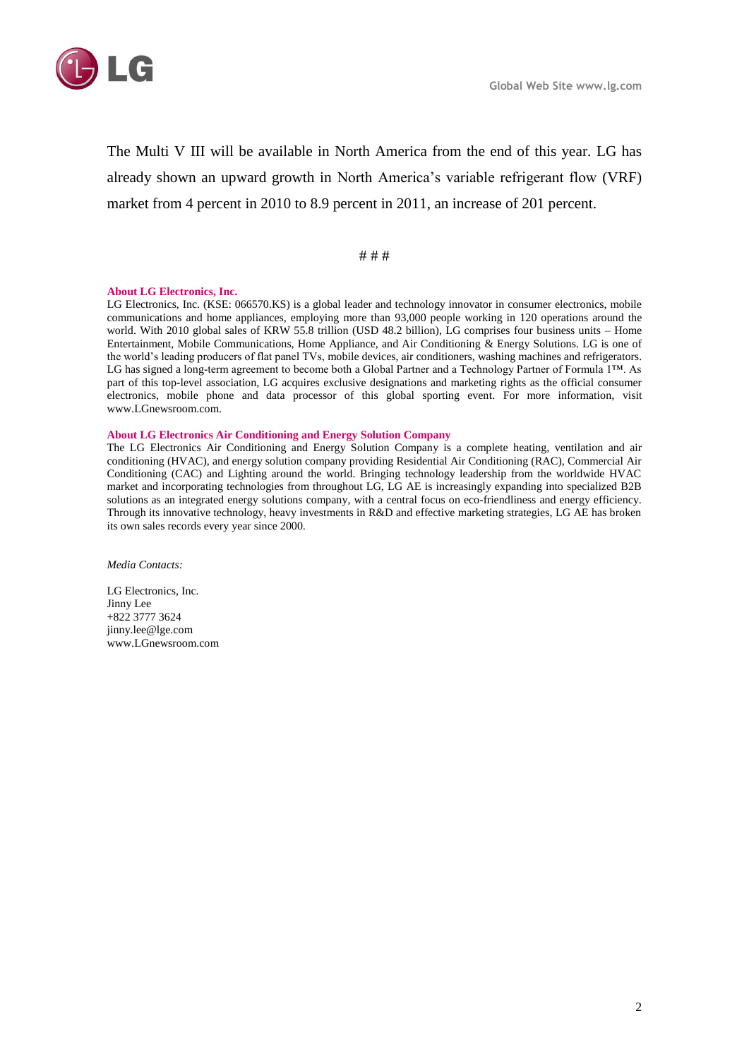The Multi V III will be available in North America from the end of this year. LG has already shown an upward growth in North America's variable refrigerant flow (VRF) market from 4 percent in 2010 to 8.9 percent in 2011, an increase of 201 percent.

# # #

**About LG Electronics, Inc.**

LG Electronics, Inc. (KSE: 066570.KS) is a global leader and technology innovator in consumer electronics, mobile communications and home appliances, employing more than 93,000 people working in 120 operations around the world. With 2010 global sales of KRW 55.8 trillion (USD 48.2 billion), LG comprises four business units – Home Entertainment, Mobile Communications, Home Appliance, and Air Conditioning & Energy Solutions. LG is one of the world's leading producers of flat panel TVs, mobile devices, air conditioners, washing machines and refrigerators. LG has signed a long-term agreement to become both a Global Partner and a Technology Partner of Formula 1™. As part of this top-level association, LG acquires exclusive designations and marketing rights as the official consumer electronics, mobile phone and data processor of this global sporting event. For more information, visit www.LGnewsroom.com.

**About LG Electronics Air Conditioning and Energy Solution Company**

The LG Electronics Air Conditioning and Energy Solution Company is a complete heating, ventilation and air conditioning (HVAC), and energy solution company providing Residential Air Conditioning (RAC), Commercial Air Conditioning (CAC) and Lighting around the world. Bringing technology leadership from the worldwide HVAC market and incorporating technologies from throughout LG, LG AE is increasingly expanding into specialized B2B solutions as an integrated energy solutions company, with a central focus on eco-friendliness and energy efficiency. Through its innovative technology, heavy investments in R&D and effective marketing strategies, LG AE has broken its own sales records every year since 2000.

*Media Contacts:*

LG Electronics, Inc.  
Jinny Lee  
+822 3777 3624  
jinny.lee@lge.com  
www.LGnewsroom.com